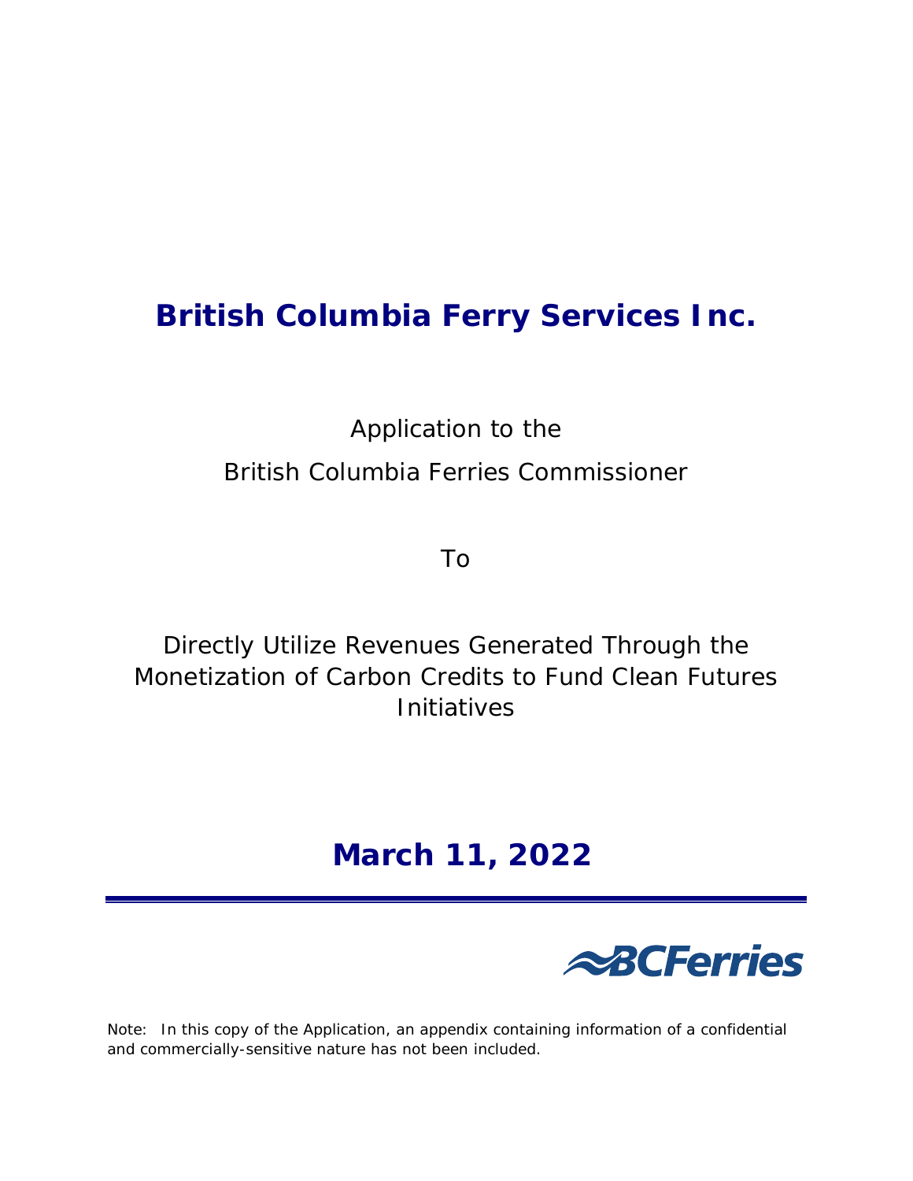# British Columbia Ferry Services Inc.

Application to the

British Columbia Ferries Commissioner

To

Directly Utilize Revenues Generated Through the Monetization of Carbon Credits to Fund Clean Futures Initiatives

## March 11, 2022

BCFerries

Note: In this copy of the Application, an appendix containing information of a confidential and commercially-sensitive nature has not been included.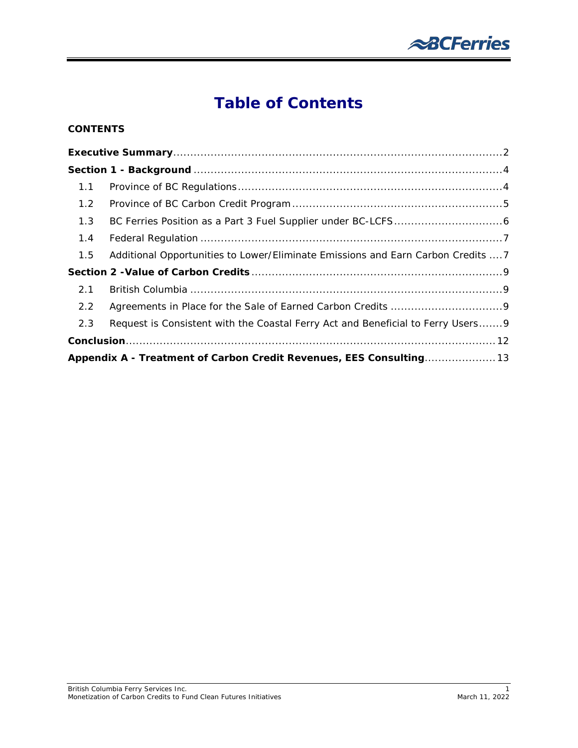# Table of Contents

**CONTENTS**

| | | |
|---|---|---|
| **Executive Summary** | | 2 |
| **Section 1 - Background** | | 4 |
| 1.1 | Province of BC Regulations | 4 |
| 1.2 | Province of BC Carbon Credit Program | 5 |
| 1.3 | BC Ferries Position as a Part 3 Fuel Supplier under BC-LCFS | 6 |
| 1.4 | Federal Regulation | 7 |
| 1.5 | Additional Opportunities to Lower/Eliminate Emissions and Earn Carbon Credits | 7 |
| **Section 2 -Value of Carbon Credits** | | 9 |
| 2.1 | British Columbia | 9 |
| 2.2 | Agreements in Place for the Sale of Earned Carbon Credits | 9 |
| 2.3 | Request is Consistent with the Coastal Ferry Act and Beneficial to Ferry Users | 9 |
| **Conclusion** | | 12 |
| **Appendix A - Treatment of Carbon Credit Revenues, EES Consulting** | | 13 |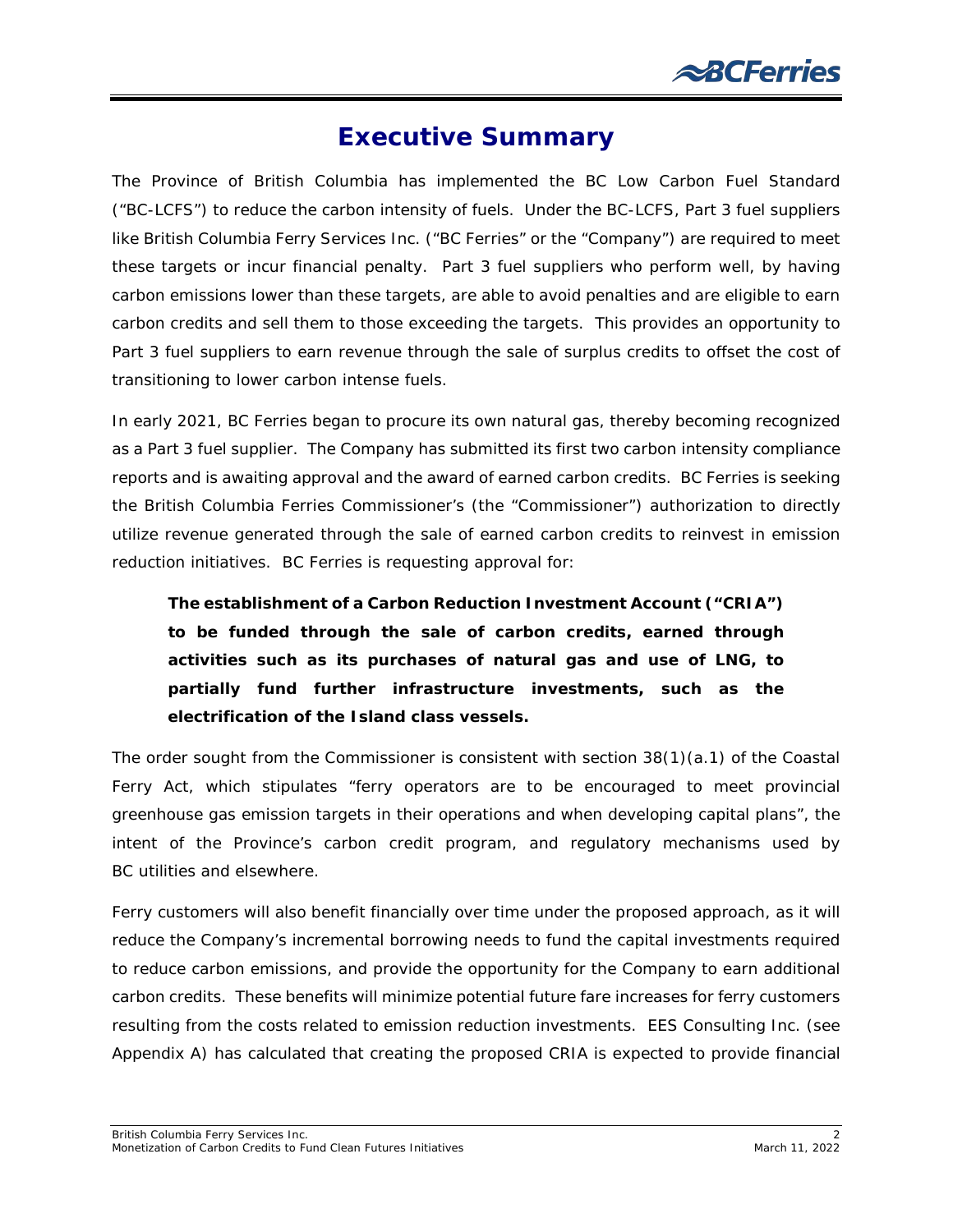# Executive Summary

The Province of British Columbia has implemented the BC Low Carbon Fuel Standard ("BC-LCFS") to reduce the carbon intensity of fuels. Under the BC-LCFS, Part 3 fuel suppliers like British Columbia Ferry Services Inc. ("BC Ferries" or the "Company") are required to meet these targets or incur financial penalty. Part 3 fuel suppliers who perform well, by having carbon emissions lower than these targets, are able to avoid penalties and are eligible to earn carbon credits and sell them to those exceeding the targets. This provides an opportunity to Part 3 fuel suppliers to earn revenue through the sale of surplus credits to offset the cost of transitioning to lower carbon intense fuels.

In early 2021, BC Ferries began to procure its own natural gas, thereby becoming recognized as a Part 3 fuel supplier. The Company has submitted its first two carbon intensity compliance reports and is awaiting approval and the award of earned carbon credits. BC Ferries is seeking the British Columbia Ferries Commissioner's (the "Commissioner") authorization to directly utilize revenue generated through the sale of earned carbon credits to reinvest in emission reduction initiatives. BC Ferries is requesting approval for:

> **The establishment of a Carbon Reduction Investment Account ("CRIA") to be funded through the sale of carbon credits, earned through activities such as its purchases of natural gas and use of LNG, to partially fund further infrastructure investments, such as the electrification of the Island class vessels.**

The order sought from the Commissioner is consistent with section 38(1)(a.1) of the *Coastal Ferry Act*, which stipulates "ferry operators are to be encouraged to meet provincial greenhouse gas emission targets in their operations and when developing capital plans", the intent of the Province's carbon credit program, and regulatory mechanisms used by BC utilities and elsewhere.

Ferry customers will also benefit financially over time under the proposed approach, as it will reduce the Company's incremental borrowing needs to fund the capital investments required to reduce carbon emissions, and provide the opportunity for the Company to earn additional carbon credits. These benefits will minimize potential future fare increases for ferry customers resulting from the costs related to emission reduction investments. EES Consulting Inc. (see Appendix A) has calculated that creating the proposed CRIA is expected to provide financial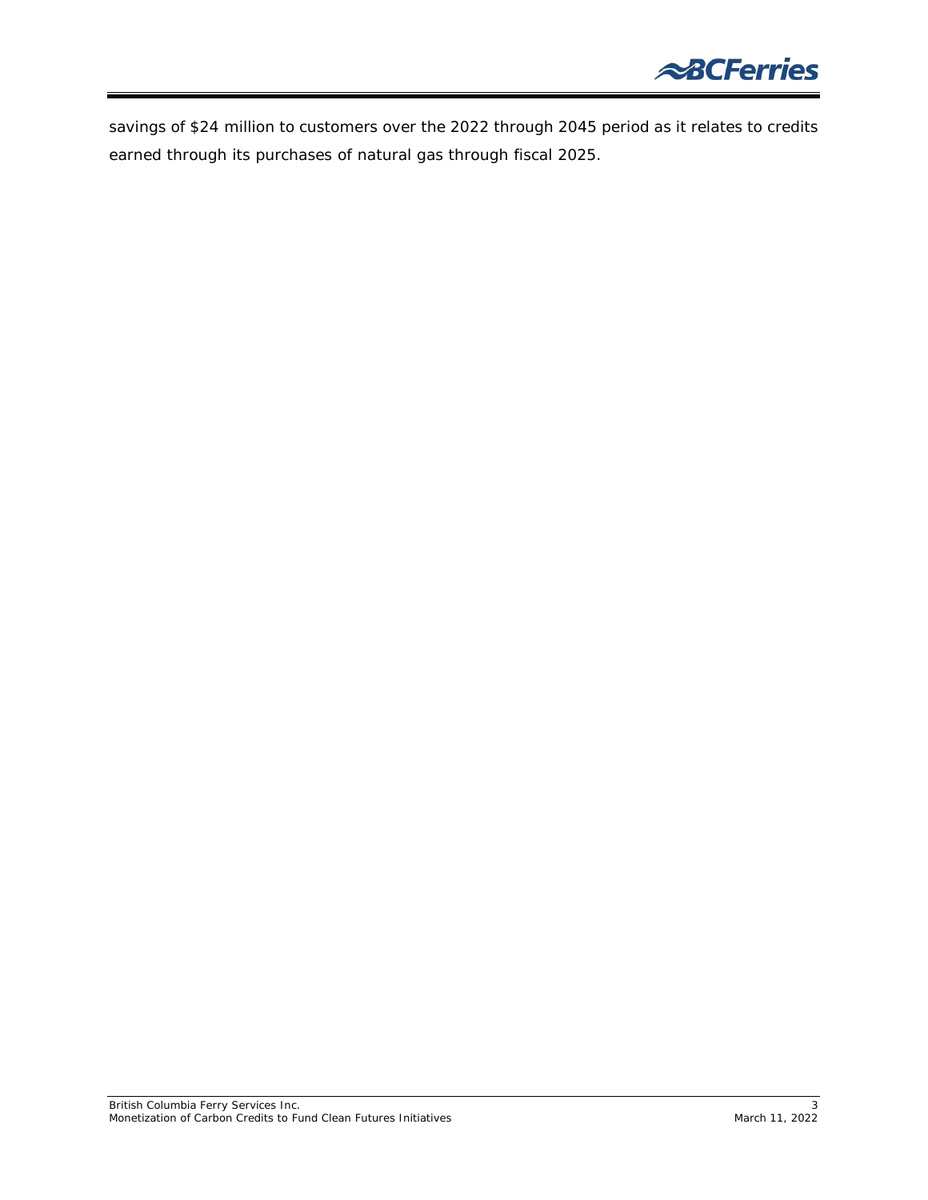savings of $24 million to customers over the 2022 through 2045 period as it relates to credits earned through its purchases of natural gas through fiscal 2025.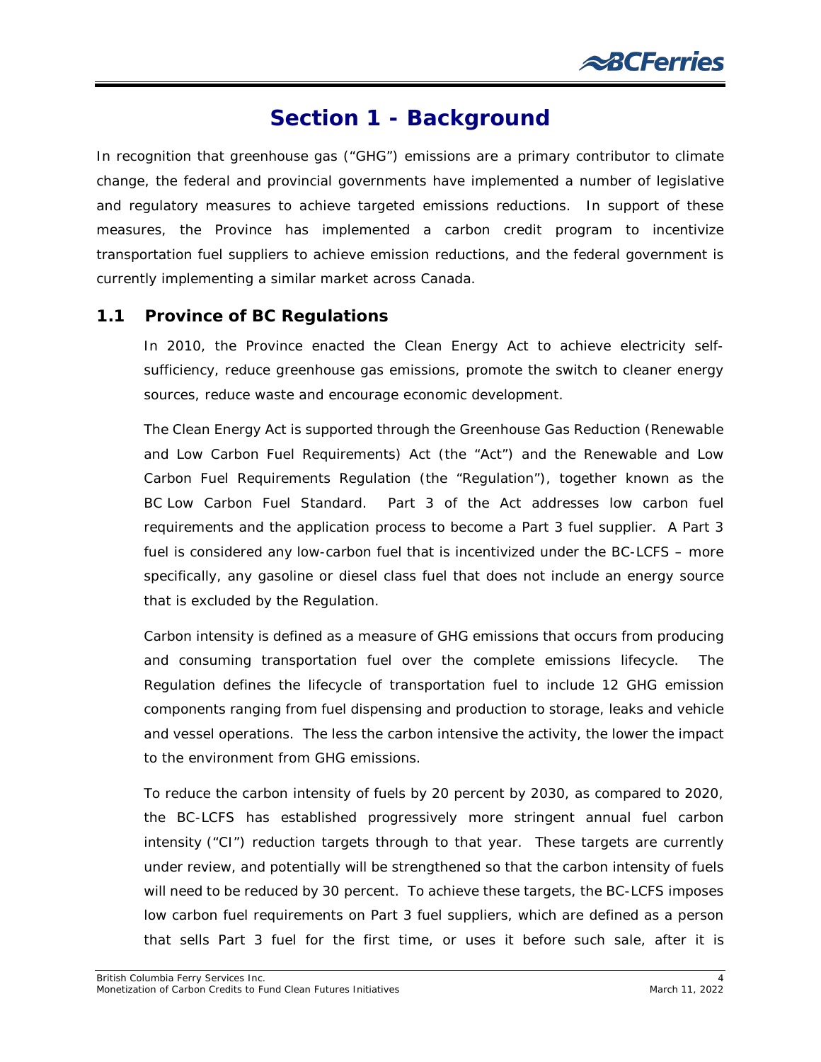# Section 1 - Background

In recognition that greenhouse gas ("GHG") emissions are a primary contributor to climate change, the federal and provincial governments have implemented a number of legislative and regulatory measures to achieve targeted emissions reductions. In support of these measures, the Province has implemented a carbon credit program to incentivize transportation fuel suppliers to achieve emission reductions, and the federal government is currently implementing a similar market across Canada.

## 1.1 Province of BC Regulations

In 2010, the Province enacted the Clean Energy Act to achieve electricity self-sufficiency, reduce greenhouse gas emissions, promote the switch to cleaner energy sources, reduce waste and encourage economic development.

The Clean Energy Act is supported through the Greenhouse Gas Reduction (Renewable and Low Carbon Fuel Requirements) Act (the "Act") and the Renewable and Low Carbon Fuel Requirements Regulation (the "Regulation"), together known as the BC Low Carbon Fuel Standard. Part 3 of the Act addresses low carbon fuel requirements and the application process to become a Part 3 fuel supplier. A Part 3 fuel is considered any low-carbon fuel that is incentivized under the BC-LCFS – more specifically, any gasoline or diesel class fuel that does not include an energy source that is excluded by the Regulation.

Carbon intensity is defined as a measure of GHG emissions that occurs from producing and consuming transportation fuel over the complete emissions lifecycle. The Regulation defines the lifecycle of transportation fuel to include 12 GHG emission components ranging from fuel dispensing and production to storage, leaks and vehicle and vessel operations. The less the carbon intensive the activity, the lower the impact to the environment from GHG emissions.

To reduce the carbon intensity of fuels by 20 percent by 2030, as compared to 2020, the BC-LCFS has established progressively more stringent annual fuel carbon intensity ("CI") reduction targets through to that year. These targets are currently under review, and potentially will be strengthened so that the carbon intensity of fuels will need to be reduced by 30 percent. To achieve these targets, the BC-LCFS imposes low carbon fuel requirements on Part 3 fuel suppliers, which are defined as a person that sells Part 3 fuel for the first time, or uses it before such sale, after it is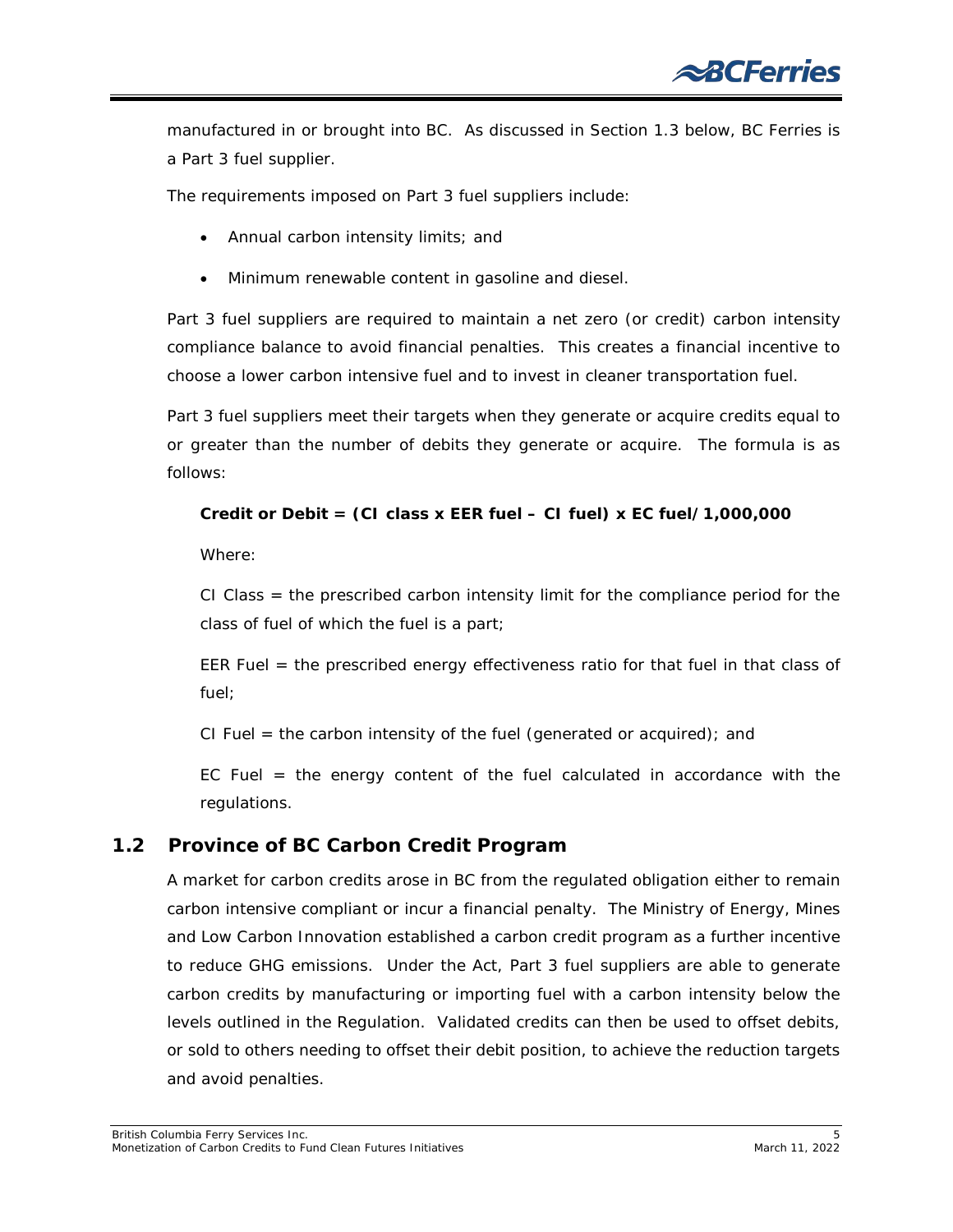manufactured in or brought into BC. As discussed in Section 1.3 below, BC Ferries is a Part 3 fuel supplier.

The requirements imposed on Part 3 fuel suppliers include:

- Annual carbon intensity limits; and
- Minimum renewable content in gasoline and diesel.

Part 3 fuel suppliers are required to maintain a net zero (or credit) carbon intensity compliance balance to avoid financial penalties. This creates a financial incentive to choose a lower carbon intensive fuel and to invest in cleaner transportation fuel.

Part 3 fuel suppliers meet their targets when they generate or acquire credits equal to or greater than the number of debits they generate or acquire. The formula is as follows:

**Credit or Debit = (CI class x EER fuel – CI fuel) x EC fuel/1,000,000**

Where:

CI Class = the prescribed carbon intensity limit for the compliance period for the class of fuel of which the fuel is a part;

EER Fuel = the prescribed energy effectiveness ratio for that fuel in that class of fuel;

CI Fuel = the carbon intensity of the fuel (generated or acquired); and

EC Fuel = the energy content of the fuel calculated in accordance with the regulations.

## 1.2 Province of BC Carbon Credit Program

A market for carbon credits arose in BC from the regulated obligation either to remain carbon intensive compliant or incur a financial penalty. The Ministry of Energy, Mines and Low Carbon Innovation established a carbon credit program as a further incentive to reduce GHG emissions. Under the Act, Part 3 fuel suppliers are able to generate carbon credits by manufacturing or importing fuel with a carbon intensity below the levels outlined in the Regulation. Validated credits can then be used to offset debits, or sold to others needing to offset their debit position, to achieve the reduction targets and avoid penalties.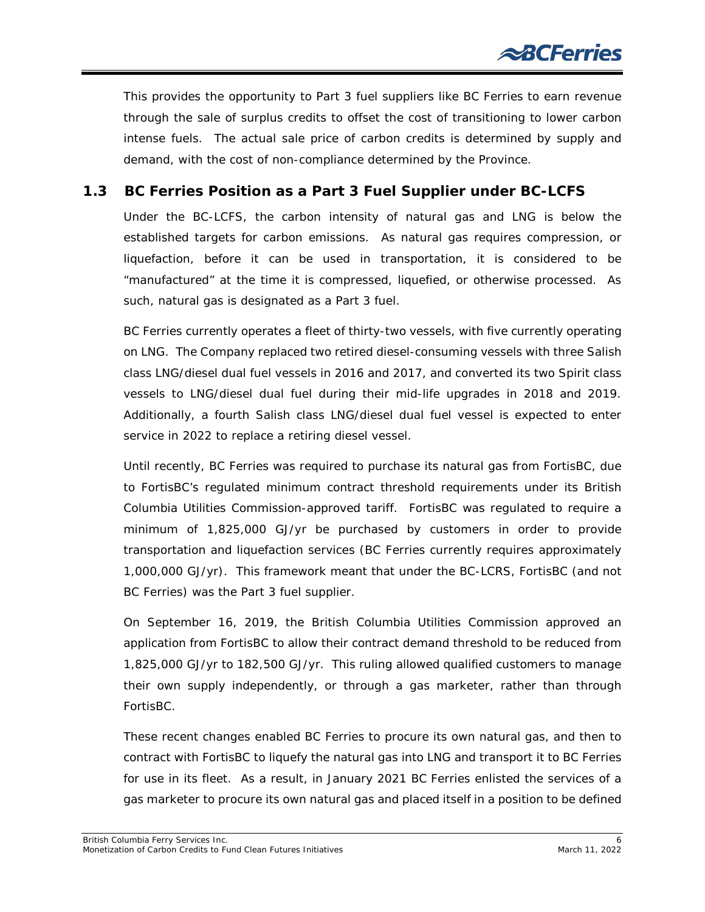This provides the opportunity to Part 3 fuel suppliers like BC Ferries to earn revenue through the sale of surplus credits to offset the cost of transitioning to lower carbon intense fuels. The actual sale price of carbon credits is determined by supply and demand, with the cost of non-compliance determined by the Province.

## 1.3 BC Ferries Position as a Part 3 Fuel Supplier under BC-LCFS

Under the BC-LCFS, the carbon intensity of natural gas and LNG is below the established targets for carbon emissions. As natural gas requires compression, or liquefaction, before it can be used in transportation, it is considered to be "manufactured" at the time it is compressed, liquefied, or otherwise processed. As such, natural gas is designated as a Part 3 fuel.

BC Ferries currently operates a fleet of thirty-two vessels, with five currently operating on LNG. The Company replaced two retired diesel-consuming vessels with three Salish class LNG/diesel dual fuel vessels in 2016 and 2017, and converted its two Spirit class vessels to LNG/diesel dual fuel during their mid-life upgrades in 2018 and 2019. Additionally, a fourth Salish class LNG/diesel dual fuel vessel is expected to enter service in 2022 to replace a retiring diesel vessel.

Until recently, BC Ferries was required to purchase its natural gas from FortisBC, due to FortisBC's regulated minimum contract threshold requirements under its British Columbia Utilities Commission-approved tariff. FortisBC was regulated to require a minimum of 1,825,000 GJ/yr be purchased by customers in order to provide transportation and liquefaction services (BC Ferries currently requires approximately 1,000,000 GJ/yr). This framework meant that under the BC-LCRS, FortisBC (and not BC Ferries) was the Part 3 fuel supplier.

On September 16, 2019, the British Columbia Utilities Commission approved an application from FortisBC to allow their contract demand threshold to be reduced from 1,825,000 GJ/yr to 182,500 GJ/yr. This ruling allowed qualified customers to manage their own supply independently, or through a gas marketer, rather than through FortisBC.

These recent changes enabled BC Ferries to procure its own natural gas, and then to contract with FortisBC to liquefy the natural gas into LNG and transport it to BC Ferries for use in its fleet. As a result, in January 2021 BC Ferries enlisted the services of a gas marketer to procure its own natural gas and placed itself in a position to be defined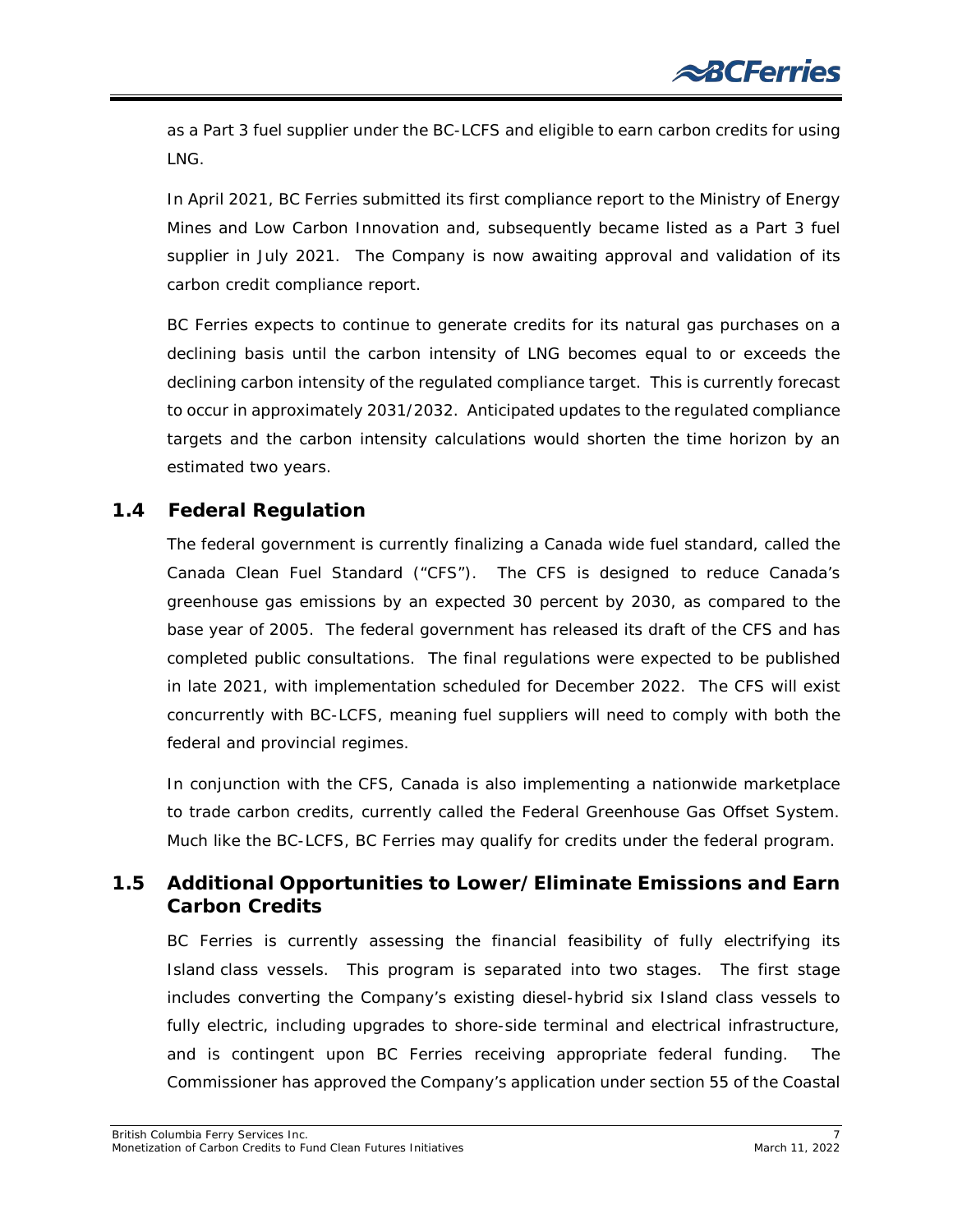as a Part 3 fuel supplier under the BC-LCFS and eligible to earn carbon credits for using LNG.

In April 2021, BC Ferries submitted its first compliance report to the Ministry of Energy Mines and Low Carbon Innovation and, subsequently became listed as a Part 3 fuel supplier in July 2021. The Company is now awaiting approval and validation of its carbon credit compliance report.

BC Ferries expects to continue to generate credits for its natural gas purchases on a declining basis until the carbon intensity of LNG becomes equal to or exceeds the declining carbon intensity of the regulated compliance target. This is currently forecast to occur in approximately 2031/2032. Anticipated updates to the regulated compliance targets and the carbon intensity calculations would shorten the time horizon by an estimated two years.

## 1.4 Federal Regulation

The federal government is currently finalizing a Canada wide fuel standard, called the Canada Clean Fuel Standard ("CFS"). The CFS is designed to reduce Canada's greenhouse gas emissions by an expected 30 percent by 2030, as compared to the base year of 2005. The federal government has released its draft of the CFS and has completed public consultations. The final regulations were expected to be published in late 2021, with implementation scheduled for December 2022. The CFS will exist concurrently with BC-LCFS, meaning fuel suppliers will need to comply with both the federal and provincial regimes.

In conjunction with the CFS, Canada is also implementing a nationwide marketplace to trade carbon credits, currently called the Federal Greenhouse Gas Offset System. Much like the BC-LCFS, BC Ferries may qualify for credits under the federal program.

## 1.5 Additional Opportunities to Lower/Eliminate Emissions and Earn Carbon Credits

BC Ferries is currently assessing the financial feasibility of fully electrifying its Island class vessels. This program is separated into two stages. The first stage includes converting the Company's existing diesel-hybrid six Island class vessels to fully electric, including upgrades to shore-side terminal and electrical infrastructure, and is contingent upon BC Ferries receiving appropriate federal funding. The Commissioner has approved the Company's application under section 55 of the Coastal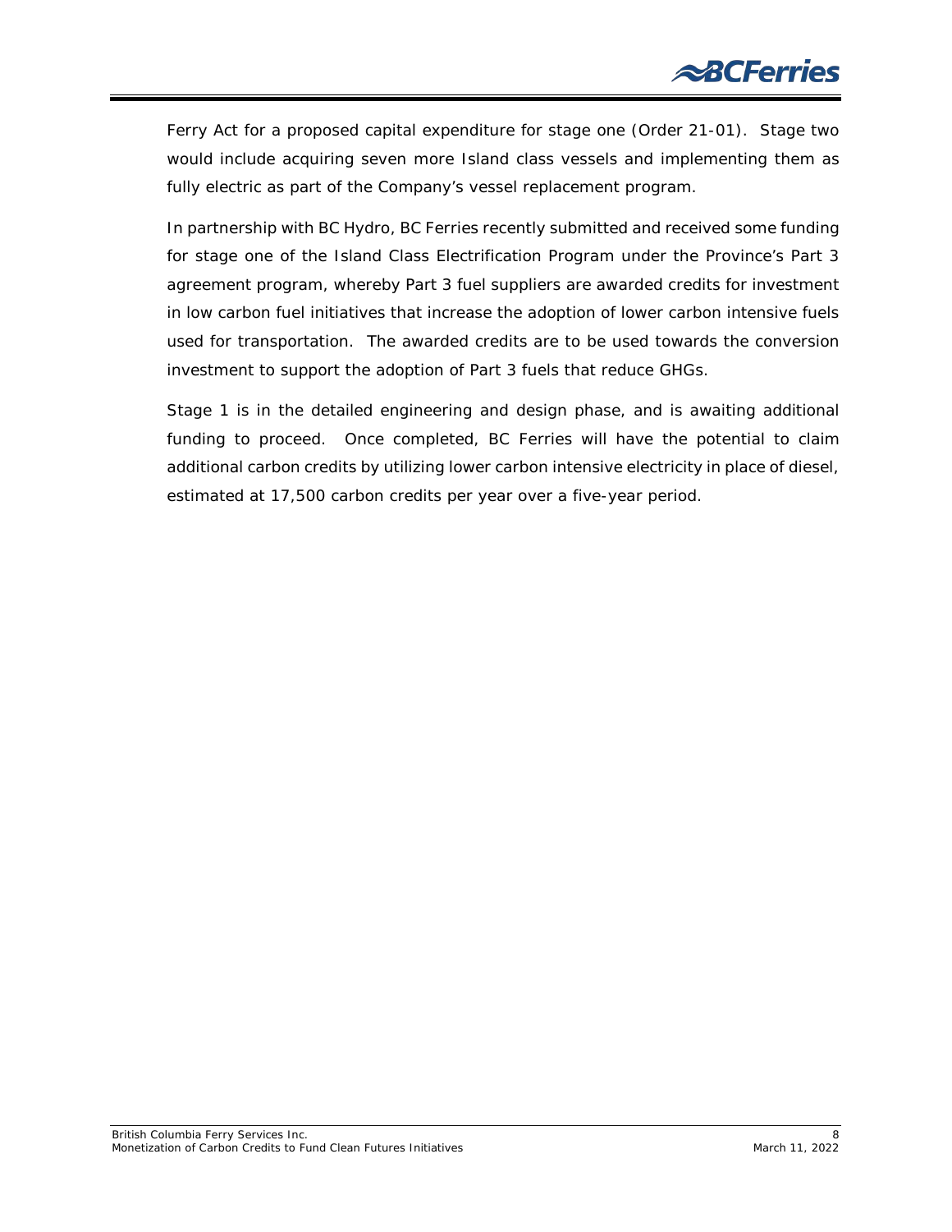Ferry Act for a proposed capital expenditure for stage one (Order 21-01). Stage two would include acquiring seven more Island class vessels and implementing them as fully electric as part of the Company's vessel replacement program.

In partnership with BC Hydro, BC Ferries recently submitted and received some funding for stage one of the Island Class Electrification Program under the Province's Part 3 agreement program, whereby Part 3 fuel suppliers are awarded credits for investment in low carbon fuel initiatives that increase the adoption of lower carbon intensive fuels used for transportation. The awarded credits are to be used towards the conversion investment to support the adoption of Part 3 fuels that reduce GHGs.

Stage 1 is in the detailed engineering and design phase, and is awaiting additional funding to proceed. Once completed, BC Ferries will have the potential to claim additional carbon credits by utilizing lower carbon intensive electricity in place of diesel, estimated at 17,500 carbon credits per year over a five-year period.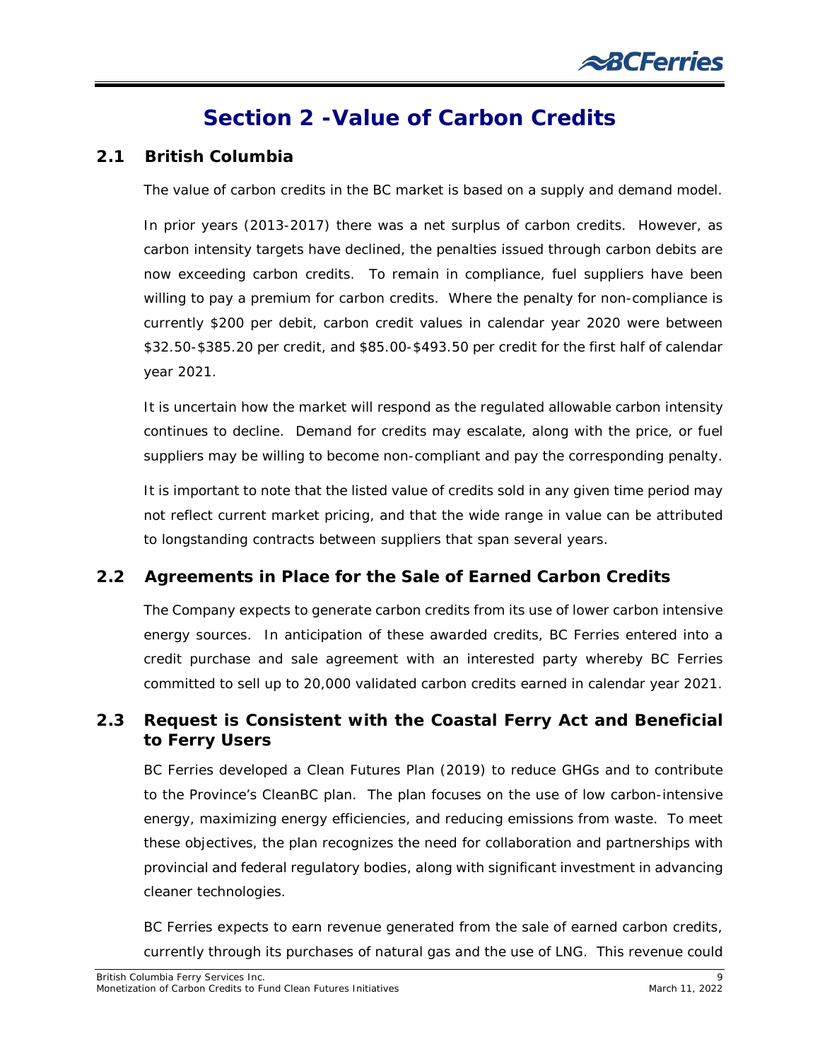# Section 2 -Value of Carbon Credits

## 2.1 British Columbia

The value of carbon credits in the BC market is based on a supply and demand model.

In prior years (2013-2017) there was a net surplus of carbon credits. However, as carbon intensity targets have declined, the penalties issued through carbon debits are now exceeding carbon credits. To remain in compliance, fuel suppliers have been willing to pay a premium for carbon credits. Where the penalty for non-compliance is currently $200 per debit, carbon credit values in calendar year 2020 were between $32.50-$385.20 per credit, and $85.00-$493.50 per credit for the first half of calendar year 2021.

It is uncertain how the market will respond as the regulated allowable carbon intensity continues to decline. Demand for credits may escalate, along with the price, or fuel suppliers may be willing to become non-compliant and pay the corresponding penalty.

It is important to note that the listed value of credits sold in any given time period may not reflect current market pricing, and that the wide range in value can be attributed to longstanding contracts between suppliers that span several years.

## 2.2 Agreements in Place for the Sale of Earned Carbon Credits

The Company expects to generate carbon credits from its use of lower carbon intensive energy sources. In anticipation of these awarded credits, BC Ferries entered into a credit purchase and sale agreement with an interested party whereby BC Ferries committed to sell up to 20,000 validated carbon credits earned in calendar year 2021.

## 2.3 Request is Consistent with the Coastal Ferry Act and Beneficial to Ferry Users

BC Ferries developed a Clean Futures Plan (2019) to reduce GHGs and to contribute to the Province's CleanBC plan. The plan focuses on the use of low carbon-intensive energy, maximizing energy efficiencies, and reducing emissions from waste. To meet these objectives, the plan recognizes the need for collaboration and partnerships with provincial and federal regulatory bodies, along with significant investment in advancing cleaner technologies.

BC Ferries expects to earn revenue generated from the sale of earned carbon credits, currently through its purchases of natural gas and the use of LNG. This revenue could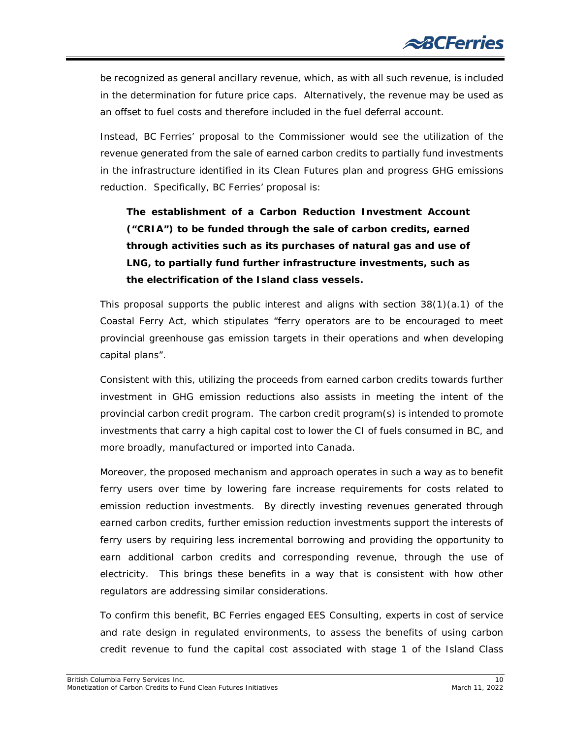be recognized as general ancillary revenue, which, as with all such revenue, is included in the determination for future price caps. Alternatively, the revenue may be used as an offset to fuel costs and therefore included in the fuel deferral account.

Instead, BC Ferries' proposal to the Commissioner would see the utilization of the revenue generated from the sale of earned carbon credits to partially fund investments in the infrastructure identified in its Clean Futures plan and progress GHG emissions reduction. Specifically, BC Ferries' proposal is:

> **The establishment of a Carbon Reduction Investment Account ("CRIA") to be funded through the sale of carbon credits, earned through activities such as its purchases of natural gas and use of LNG, to partially fund further infrastructure investments, such as the electrification of the Island class vessels.**

This proposal supports the public interest and aligns with section 38(1)(a.1) of the *Coastal Ferry Act*, which stipulates "ferry operators are to be encouraged to meet provincial greenhouse gas emission targets in their operations and when developing capital plans".

Consistent with this, utilizing the proceeds from earned carbon credits towards further investment in GHG emission reductions also assists in meeting the intent of the provincial carbon credit program. The carbon credit program(s) is intended to promote investments that carry a high capital cost to lower the CI of fuels consumed in BC, and more broadly, manufactured or imported into Canada.

Moreover, the proposed mechanism and approach operates in such a way as to benefit ferry users over time by lowering fare increase requirements for costs related to emission reduction investments. By directly investing revenues generated through earned carbon credits, further emission reduction investments support the interests of ferry users by requiring less incremental borrowing and providing the opportunity to earn additional carbon credits and corresponding revenue, through the use of electricity. This brings these benefits in a way that is consistent with how other regulators are addressing similar considerations.

To confirm this benefit, BC Ferries engaged EES Consulting, experts in cost of service and rate design in regulated environments, to assess the benefits of using carbon credit revenue to fund the capital cost associated with stage 1 of the Island Class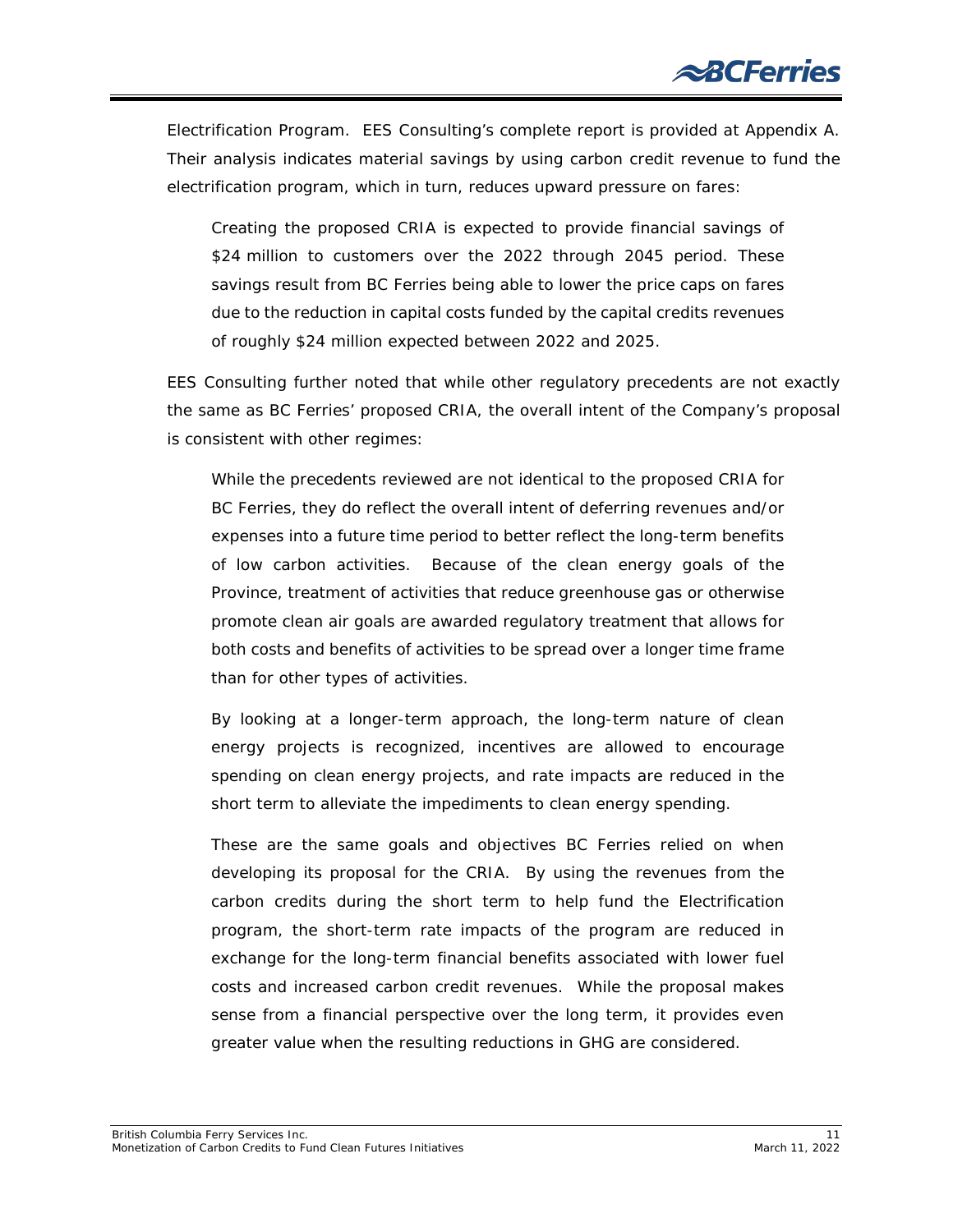Electrification Program. EES Consulting's complete report is provided at Appendix A. Their analysis indicates material savings by using carbon credit revenue to fund the electrification program, which in turn, reduces upward pressure on fares:

> Creating the proposed CRIA is expected to provide financial savings of $24 million to customers over the 2022 through 2045 period. These savings result from BC Ferries being able to lower the price caps on fares due to the reduction in capital costs funded by the capital credits revenues of roughly $24 million expected between 2022 and 2025.

EES Consulting further noted that while other regulatory precedents are not exactly the same as BC Ferries' proposed CRIA, the overall intent of the Company's proposal is consistent with other regimes:

> While the precedents reviewed are not identical to the proposed CRIA for BC Ferries, they do reflect the overall intent of deferring revenues and/or expenses into a future time period to better reflect the long-term benefits of low carbon activities. Because of the clean energy goals of the Province, treatment of activities that reduce greenhouse gas or otherwise promote clean air goals are awarded regulatory treatment that allows for both costs and benefits of activities to be spread over a longer time frame than for other types of activities.
>
> By looking at a longer-term approach, the long-term nature of clean energy projects is recognized, incentives are allowed to encourage spending on clean energy projects, and rate impacts are reduced in the short term to alleviate the impediments to clean energy spending.
>
> These are the same goals and objectives BC Ferries relied on when developing its proposal for the CRIA. By using the revenues from the carbon credits during the short term to help fund the Electrification program, the short-term rate impacts of the program are reduced in exchange for the long-term financial benefits associated with lower fuel costs and increased carbon credit revenues. While the proposal makes sense from a financial perspective over the long term, it provides even greater value when the resulting reductions in GHG are considered.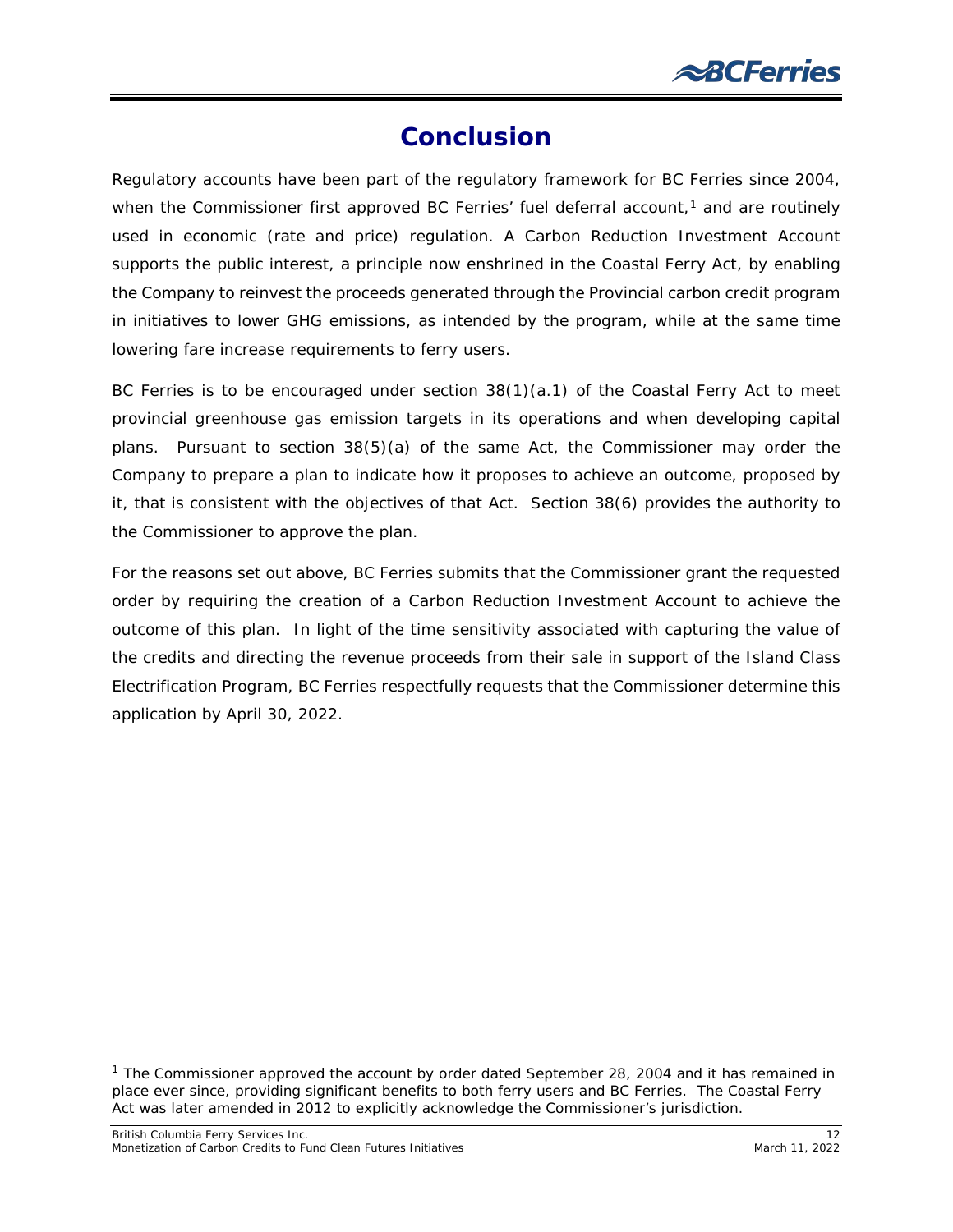# Conclusion

Regulatory accounts have been part of the regulatory framework for BC Ferries since 2004, when the Commissioner first approved BC Ferries' fuel deferral account,[1] and are routinely used in economic (rate and price) regulation. A Carbon Reduction Investment Account supports the public interest, a principle now enshrined in the Coastal Ferry Act, by enabling the Company to reinvest the proceeds generated through the Provincial carbon credit program in initiatives to lower GHG emissions, as intended by the program, while at the same time lowering fare increase requirements to ferry users.

BC Ferries is to be encouraged under section 38(1)(a.1) of the Coastal Ferry Act to meet provincial greenhouse gas emission targets in its operations and when developing capital plans. Pursuant to section 38(5)(a) of the same Act, the Commissioner may order the Company to prepare a plan to indicate how it proposes to achieve an outcome, proposed by it, that is consistent with the objectives of that Act. Section 38(6) provides the authority to the Commissioner to approve the plan.

For the reasons set out above, BC Ferries submits that the Commissioner grant the requested order by requiring the creation of a Carbon Reduction Investment Account to achieve the outcome of this plan. In light of the time sensitivity associated with capturing the value of the credits and directing the revenue proceeds from their sale in support of the Island Class Electrification Program, BC Ferries respectfully requests that the Commissioner determine this application by April 30, 2022.

[1] The Commissioner approved the account by order dated September 28, 2004 and it has remained in place ever since, providing significant benefits to both ferry users and BC Ferries. The Coastal Ferry Act was later amended in 2012 to explicitly acknowledge the Commissioner's jurisdiction.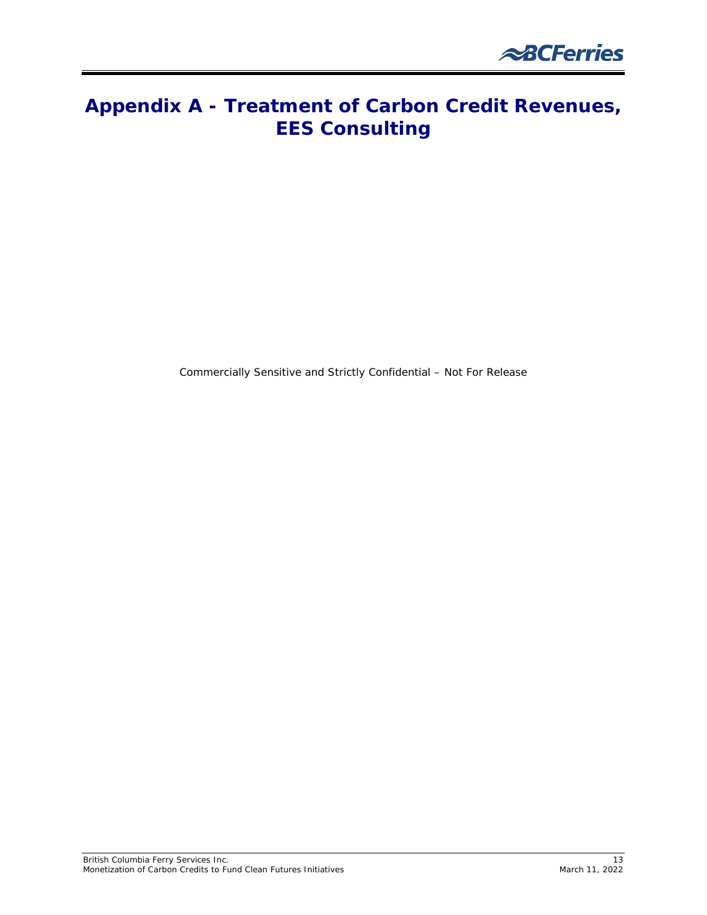# Appendix A - Treatment of Carbon Credit Revenues, EES Consulting

Commercially Sensitive and Strictly Confidential – Not For Release